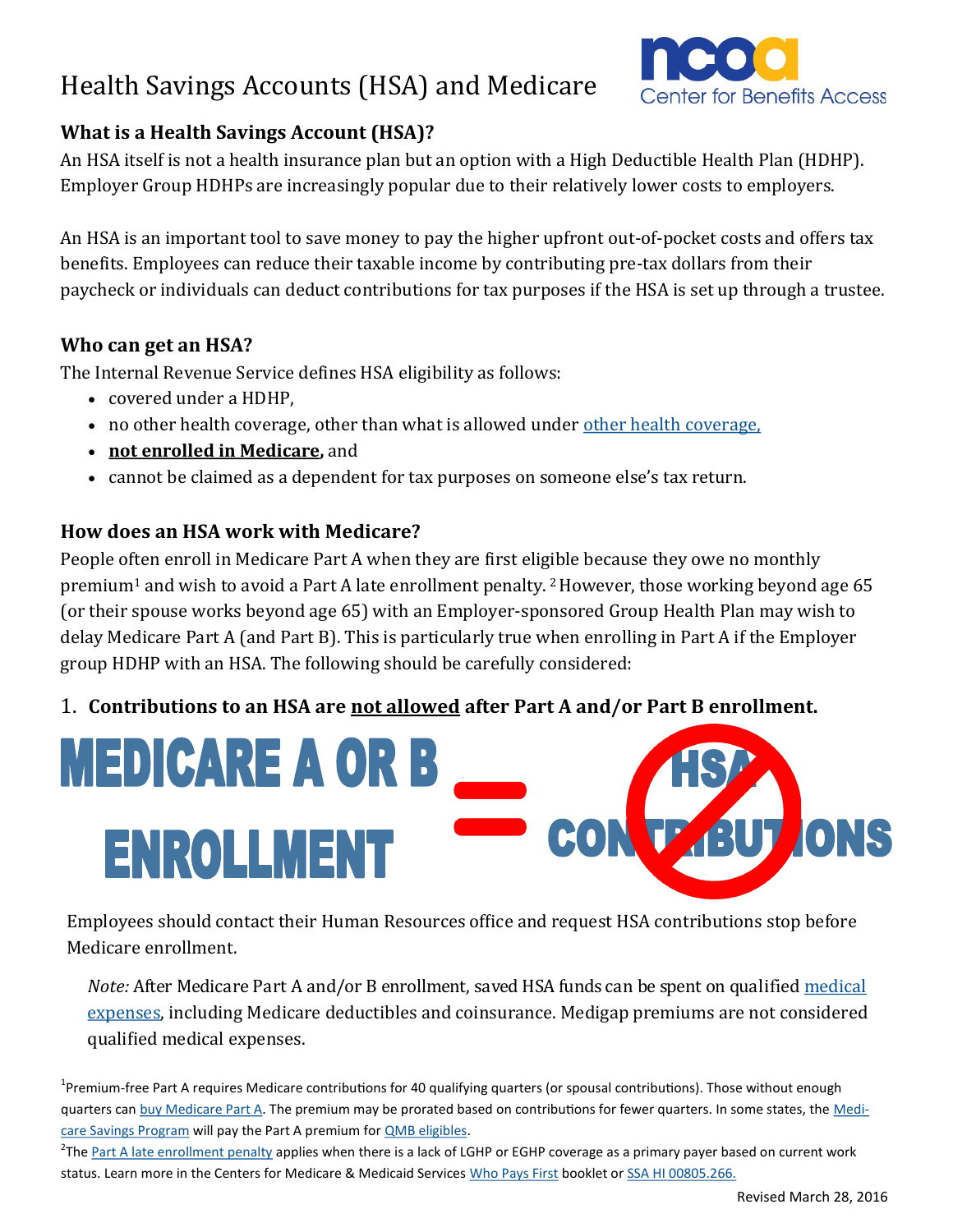# Health Savings Accounts (HSA) and Medicare

ncoa Center for Benefits Access

## What is a Health Savings Account (HSA)?

An HSA itself is not a health insurance plan but an option with a High Deductible Health Plan (HDHP). Employer Group HDHPs are increasingly popular due to their relatively lower costs to employers.

An HSA is an important tool to save money to pay the higher upfront out-of-pocket costs and offers tax benefits. Employees can reduce their taxable income by contributing pre-tax dollars from their paycheck or individuals can deduct contributions for tax purposes if the HSA is set up through a trustee.

## Who can get an HSA?

The Internal Revenue Service defines HSA eligibility as follows:

- covered under a HDHP,
- no other health coverage, other than what is allowed under other health coverage,
- **not enrolled in Medicare**, and
- cannot be claimed as a dependent for tax purposes on someone else's tax return.

## How does an HSA work with Medicare?

People often enroll in Medicare Part A when they are first eligible because they owe no monthly premium[1] and wish to avoid a Part A late enrollment penalty.[2] However, those working beyond age 65 (or their spouse works beyond age 65) with an Employer-sponsored Group Health Plan may wish to delay Medicare Part A (and Part B). This is particularly true when enrolling in Part A if the Employer group HDHP with an HSA. The following should be carefully considered:

1. **Contributions to an HSA are not allowed after Part A and/or Part B enrollment.**

MEDICARE A OR B ENROLLMENT = HSA CONTRIBUTIONS

Employees should contact their Human Resources office and request HSA contributions stop before Medicare enrollment.

*Note:* After Medicare Part A and/or B enrollment, saved HSA funds can be spent on qualified medical expenses, including Medicare deductibles and coinsurance. Medigap premiums are not considered qualified medical expenses.

[1] Premium-free Part A requires Medicare contributions for 40 qualifying quarters (or spousal contributions). Those without enough quarters can buy Medicare Part A. The premium may be prorated based on contributions for fewer quarters. In some states, the Medicare Savings Program will pay the Part A premium for QMB eligibles.

[2] The Part A late enrollment penalty applies when there is a lack of LGHP or EGHP coverage as a primary payer based on current work status. Learn more in the Centers for Medicare & Medicaid Services Who Pays First booklet or SSA HI 00805.266.

Revised March 28, 2016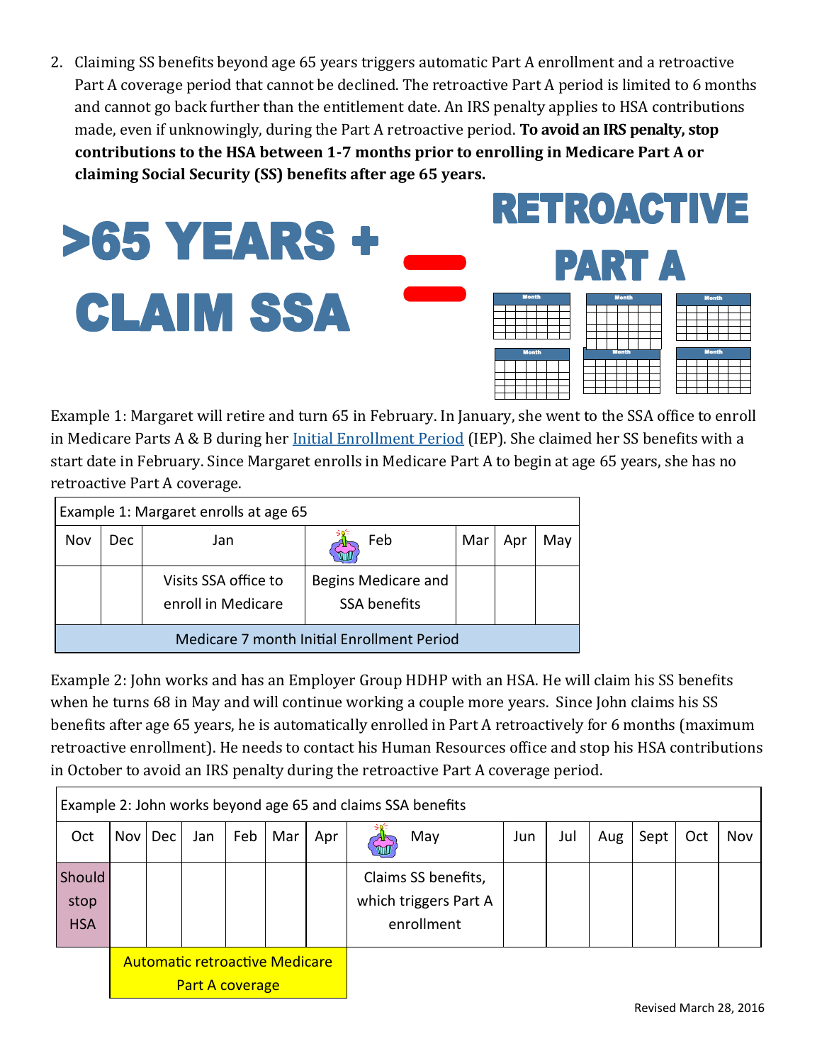2. Claiming SS benefits beyond age 65 years triggers automatic Part A enrollment and a retroactive Part A coverage period that cannot be declined. The retroactive Part A period is limited to 6 months and cannot go back further than the entitlement date. An IRS penalty applies to HSA contributions made, even if unknowingly, during the Part A retroactive period. **To avoid an IRS penalty, stop contributions to the HSA between 1-7 months prior to enrolling in Medicare Part A or claiming Social Security (SS) benefits after age 65 years.**

>65 YEARS + CLAIM SSA = RETROACTIVE PART A

Month Month Month Month Month Month

Example 1: Margaret will retire and turn 65 in February. In January, she went to the SSA office to enroll in Medicare Parts A & B during her Initial Enrollment Period (IEP). She claimed her SS benefits with a start date in February. Since Margaret enrolls in Medicare Part A to begin at age 65 years, she has no retroactive Part A coverage.

| Example 1: Margaret enrolls at age 65 | | | | | | |
|---|---|---|---|---|---|---|
| Nov | Dec | Jan | Feb | Mar | Apr | May |
| | | Visits SSA office to enroll in Medicare | Begins Medicare and SSA benefits | | | |
| Medicare 7 month Initial Enrollment Period | | | | | | |

Example 2: John works and has an Employer Group HDHP with an HSA. He will claim his SS benefits when he turns 68 in May and will continue working a couple more years. Since John claims his SS benefits after age 65 years, he is automatically enrolled in Part A retroactively for 6 months (maximum retroactive enrollment). He needs to contact his Human Resources office and stop his HSA contributions in October to avoid an IRS penalty during the retroactive Part A coverage period.

| Example 2: John works beyond age 65 and claims SSA benefits | | | | | | | | | | | | | |
|---|---|---|---|---|---|---|---|---|---|---|---|---|---|
| Oct | Nov | Dec | Jan | Feb | Mar | Apr | May | Jun | Jul | Aug | Sept | Oct | Nov |
| Should stop HSA | | | | | | | Claims SS benefits, which triggers Part A enrollment | | | | | | |
| | Automatic retroactive Medicare Part A coverage | | | | | | | | | | | | |

Revised March 28, 2016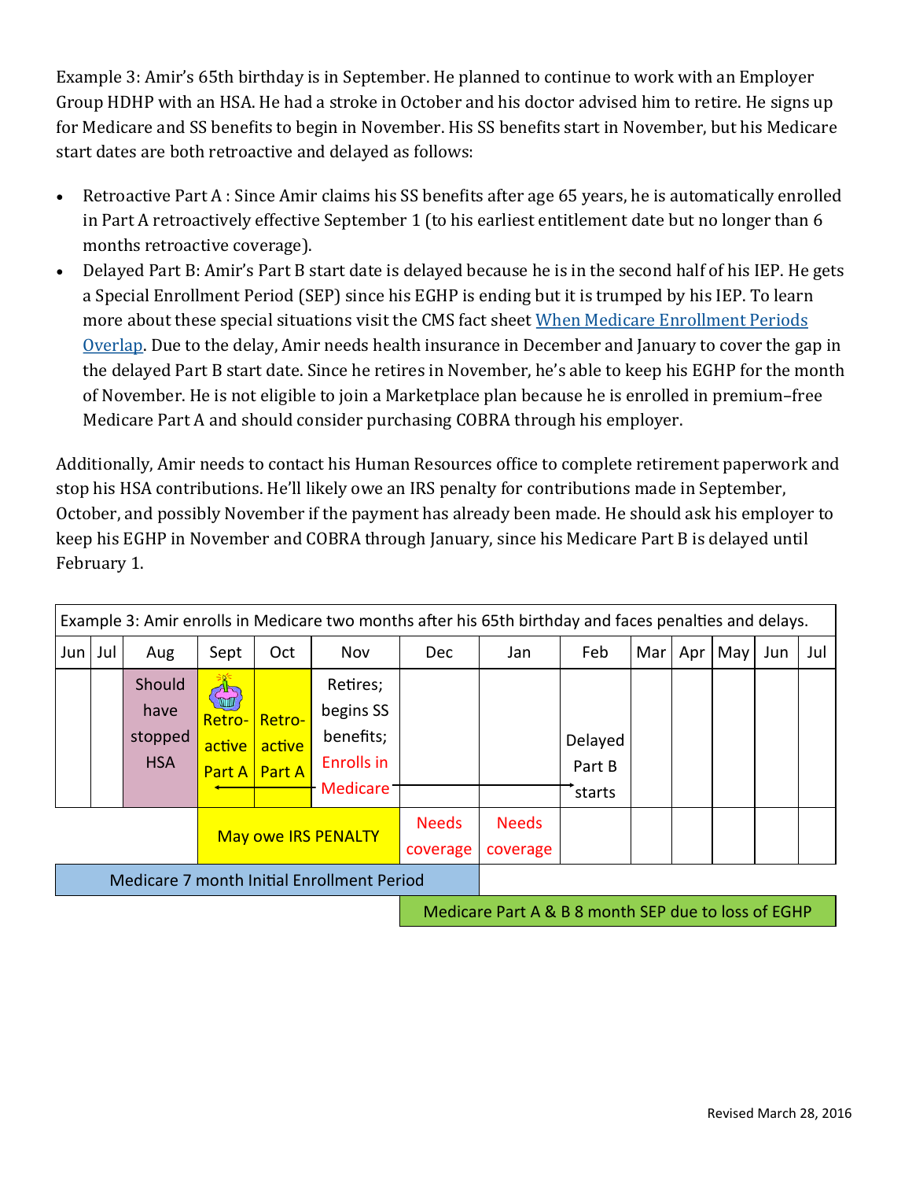Example 3: Amir's 65th birthday is in September. He planned to continue to work with an Employer Group HDHP with an HSA. He had a stroke in October and his doctor advised him to retire. He signs up for Medicare and SS benefits to begin in November. His SS benefits start in November, but his Medicare start dates are both retroactive and delayed as follows:

- Retroactive Part A : Since Amir claims his SS benefits after age 65 years, he is automatically enrolled in Part A retroactively effective September 1 (to his earliest entitlement date but no longer than 6 months retroactive coverage).
- Delayed Part B: Amir's Part B start date is delayed because he is in the second half of his IEP. He gets a Special Enrollment Period (SEP) since his EGHP is ending but it is trumped by his IEP. To learn more about these special situations visit the CMS fact sheet [When Medicare Enrollment Periods Overlap](). Due to the delay, Amir needs health insurance in December and January to cover the gap in the delayed Part B start date. Since he retires in November, he's able to keep his EGHP for the month of November. He is not eligible to join a Marketplace plan because he is enrolled in premium–free Medicare Part A and should consider purchasing COBRA through his employer.

Additionally, Amir needs to contact his Human Resources office to complete retirement paperwork and stop his HSA contributions. He'll likely owe an IRS penalty for contributions made in September, October, and possibly November if the payment has already been made. He should ask his employer to keep his EGHP in November and COBRA through January, since his Medicare Part B is delayed until February 1.

| Example 3: Amir enrolls in Medicare two months after his 65th birthday and faces penalties and delays. | | | | | | | | | | | | | |
|---|---|---|---|---|---|---|---|---|---|---|---|---|---|
| Jun | Jul | Aug | Sept | Oct | Nov | Dec | Jan | Feb | Mar | Apr | May | Jun | Jul |
| | | Should have stopped HSA | Retro-active Part A | Retro-active Part A | Retires; begins SS benefits; Enrolls in Medicare | | | Delayed Part B starts | | | | | |
| | | | May owe IRS PENALTY | | | Needs coverage | Needs coverage | | | | | | |
| Medicare 7 month Initial Enrollment Period | | | | | | | | | | | | | |
| | | | | | | Medicare Part A & B 8 month SEP due to loss of EGHP | | | | | | | |

Revised March 28, 2016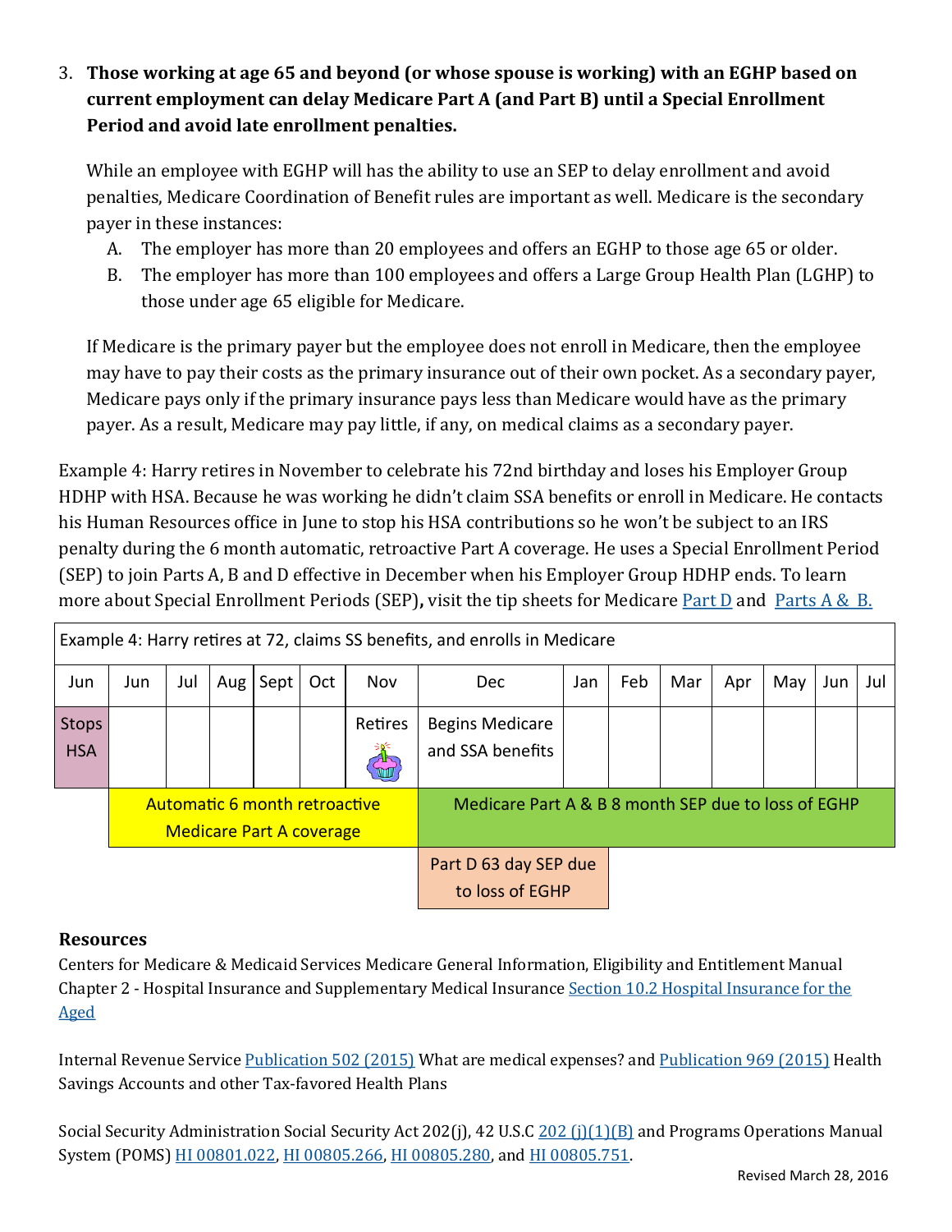3. **Those working at age 65 and beyond (or whose spouse is working) with an EGHP based on current employment can delay Medicare Part A (and Part B) until a Special Enrollment Period and avoid late enrollment penalties.**

   While an employee with EGHP will has the ability to use an SEP to delay enrollment and avoid penalties, Medicare Coordination of Benefit rules are important as well. Medicare is the secondary payer in these instances:

   A. The employer has more than 20 employees and offers an EGHP to those age 65 or older.
   B. The employer has more than 100 employees and offers a Large Group Health Plan (LGHP) to those under age 65 eligible for Medicare.

   If Medicare is the primary payer but the employee does not enroll in Medicare, then the employee may have to pay their costs as the primary insurance out of their own pocket. As a secondary payer, Medicare pays only if the primary insurance pays less than Medicare would have as the primary payer. As a result, Medicare may pay little, if any, on medical claims as a secondary payer.

Example 4: Harry retires in November to celebrate his 72nd birthday and loses his Employer Group HDHP with HSA. Because he was working he didn't claim SSA benefits or enroll in Medicare. He contacts his Human Resources office in June to stop his HSA contributions so he won't be subject to an IRS penalty during the 6 month automatic, retroactive Part A coverage. He uses a Special Enrollment Period (SEP) to join Parts A, B and D effective in December when his Employer Group HDHP ends. To learn more about Special Enrollment Periods (SEP)**,** visit the tip sheets for Medicare Part D and Parts A & B.

| Example 4: Harry retires at 72, claims SS benefits, and enrolls in Medicare | | | | | | | | | | | | | | |
|---|---|---|---|---|---|---|---|---|---|---|---|---|---|---|
| Jun | Jun | Jul | Aug | Sept | Oct | Nov | Dec | Jan | Feb | Mar | Apr | May | Jun | Jul |
| Stops HSA | | | | | | Retires | Begins Medicare and SSA benefits | | | | | | | |
| | Automatic 6 month retroactive Medicare Part A coverage | | | | | | Medicare Part A & B 8 month SEP due to loss of EGHP | | | | | | | |
| | | | | | | | Part D 63 day SEP due to loss of EGHP | | | | | | | |

### Resources

Centers for Medicare & Medicaid Services Medicare General Information, Eligibility and Entitlement Manual Chapter 2 - Hospital Insurance and Supplementary Medical Insurance Section 10.2 Hospital Insurance for the Aged

Internal Revenue Service Publication 502 (2015) What are medical expenses? and Publication 969 (2015) Health Savings Accounts and other Tax-favored Health Plans

Social Security Administration Social Security Act 202(j), 42 U.S.C 202 (j)(1)(B) and Programs Operations Manual System (POMS) HI 00801.022, HI 00805.266, HI 00805.280, and HI 00805.751.

Revised March 28, 2016